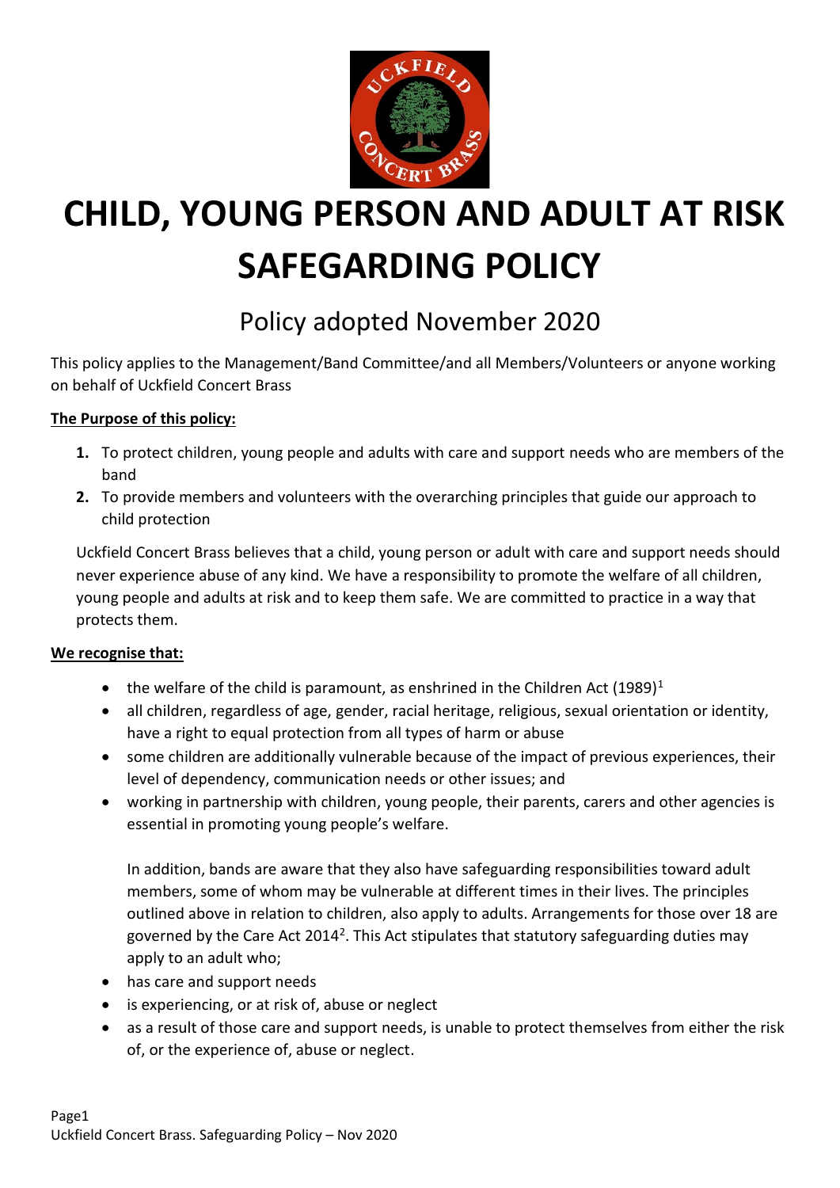# CHILD, YOUNG PERSON AND ADULT AT RISK SAFEGARDING POLICY

## Policy adopted November 2020

This policy applies to the Management/Band Committee/and all Members/Volunteers or anyone working on behalf of Uckfield Concert Brass

**The Purpose of this policy:**

1. To protect children, young people and adults with care and support needs who are members of the band
2. To provide members and volunteers with the overarching principles that guide our approach to child protection

Uckfield Concert Brass believes that a child, young person or adult with care and support needs should never experience abuse of any kind. We have a responsibility to promote the welfare of all children, young people and adults at risk and to keep them safe. We are committed to practice in a way that protects them.

**We recognise that:**

- the welfare of the child is paramount, as enshrined in the Children Act (1989)[1]
- all children, regardless of age, gender, racial heritage, religious, sexual orientation or identity, have a right to equal protection from all types of harm or abuse
- some children are additionally vulnerable because of the impact of previous experiences, their level of dependency, communication needs or other issues; and
- working in partnership with children, young people, their parents, carers and other agencies is essential in promoting young people's welfare.

  In addition, bands are aware that they also have safeguarding responsibilities toward adult members, some of whom may be vulnerable at different times in their lives. The principles outlined above in relation to children, also apply to adults. Arrangements for those over 18 are governed by the Care Act 2014[2]. This Act stipulates that statutory safeguarding duties may apply to an adult who;

- has care and support needs
- is experiencing, or at risk of, abuse or neglect
- as a result of those care and support needs, is unable to protect themselves from either the risk of, or the experience of, abuse or neglect.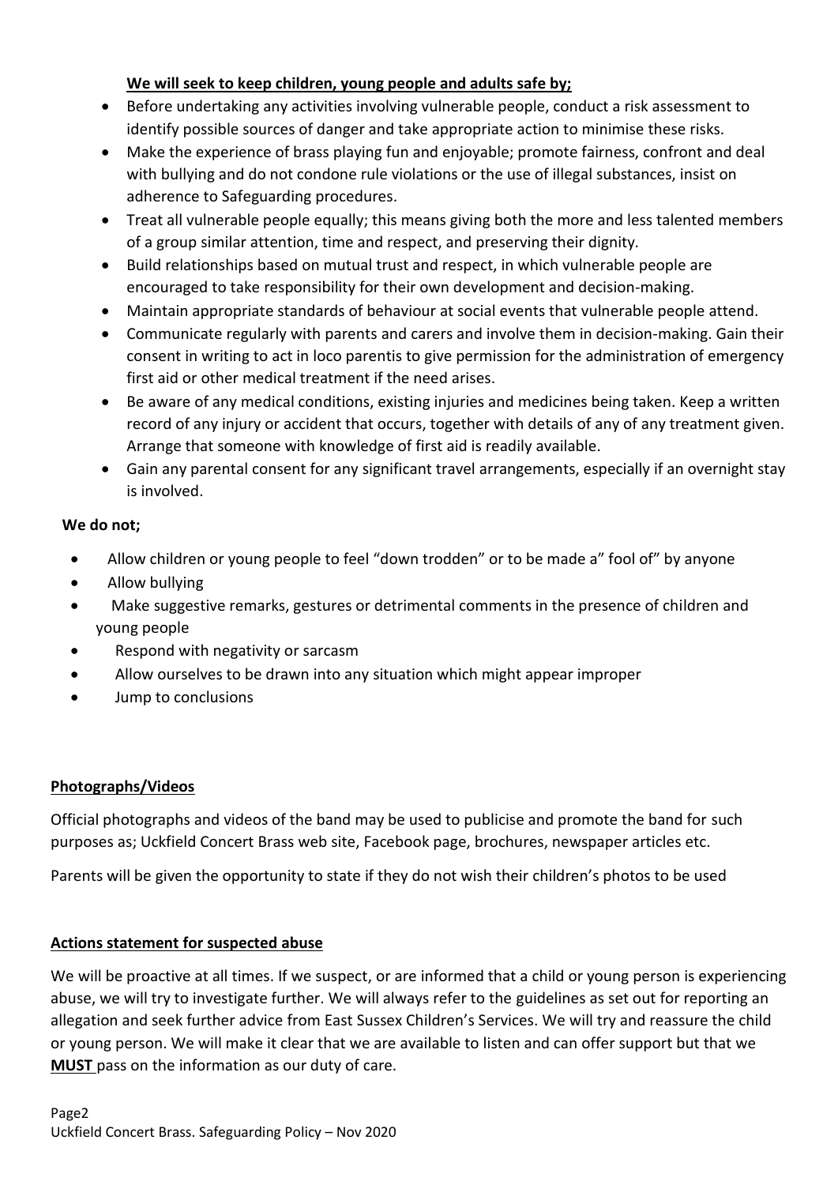**We will seek to keep children, young people and adults safe by;**

- Before undertaking any activities involving vulnerable people, conduct a risk assessment to identify possible sources of danger and take appropriate action to minimise these risks.
- Make the experience of brass playing fun and enjoyable; promote fairness, confront and deal with bullying and do not condone rule violations or the use of illegal substances, insist on adherence to Safeguarding procedures.
- Treat all vulnerable people equally; this means giving both the more and less talented members of a group similar attention, time and respect, and preserving their dignity.
- Build relationships based on mutual trust and respect, in which vulnerable people are encouraged to take responsibility for their own development and decision-making.
- Maintain appropriate standards of behaviour at social events that vulnerable people attend.
- Communicate regularly with parents and carers and involve them in decision-making. Gain their consent in writing to act in loco parentis to give permission for the administration of emergency first aid or other medical treatment if the need arises.
- Be aware of any medical conditions, existing injuries and medicines being taken. Keep a written record of any injury or accident that occurs, together with details of any of any treatment given. Arrange that someone with knowledge of first aid is readily available.
- Gain any parental consent for any significant travel arrangements, especially if an overnight stay is involved.

**We do not;**

- Allow children or young people to feel "down trodden" or to be made a" fool of" by anyone
- Allow bullying
- Make suggestive remarks, gestures or detrimental comments in the presence of children and young people
- Respond with negativity or sarcasm
- Allow ourselves to be drawn into any situation which might appear improper
- Jump to conclusions

**Photographs/Videos**

Official photographs and videos of the band may be used to publicise and promote the band for such purposes as; Uckfield Concert Brass web site, Facebook page, brochures, newspaper articles etc.

Parents will be given the opportunity to state if they do not wish their children's photos to be used

**Actions statement for suspected abuse**

We will be proactive at all times. If we suspect, or are informed that a child or young person is experiencing abuse, we will try to investigate further. We will always refer to the guidelines as set out for reporting an allegation and seek further advice from East Sussex Children's Services. We will try and reassure the child or young person. We will make it clear that we are available to listen and can offer support but that we **MUST** pass on the information as our duty of care.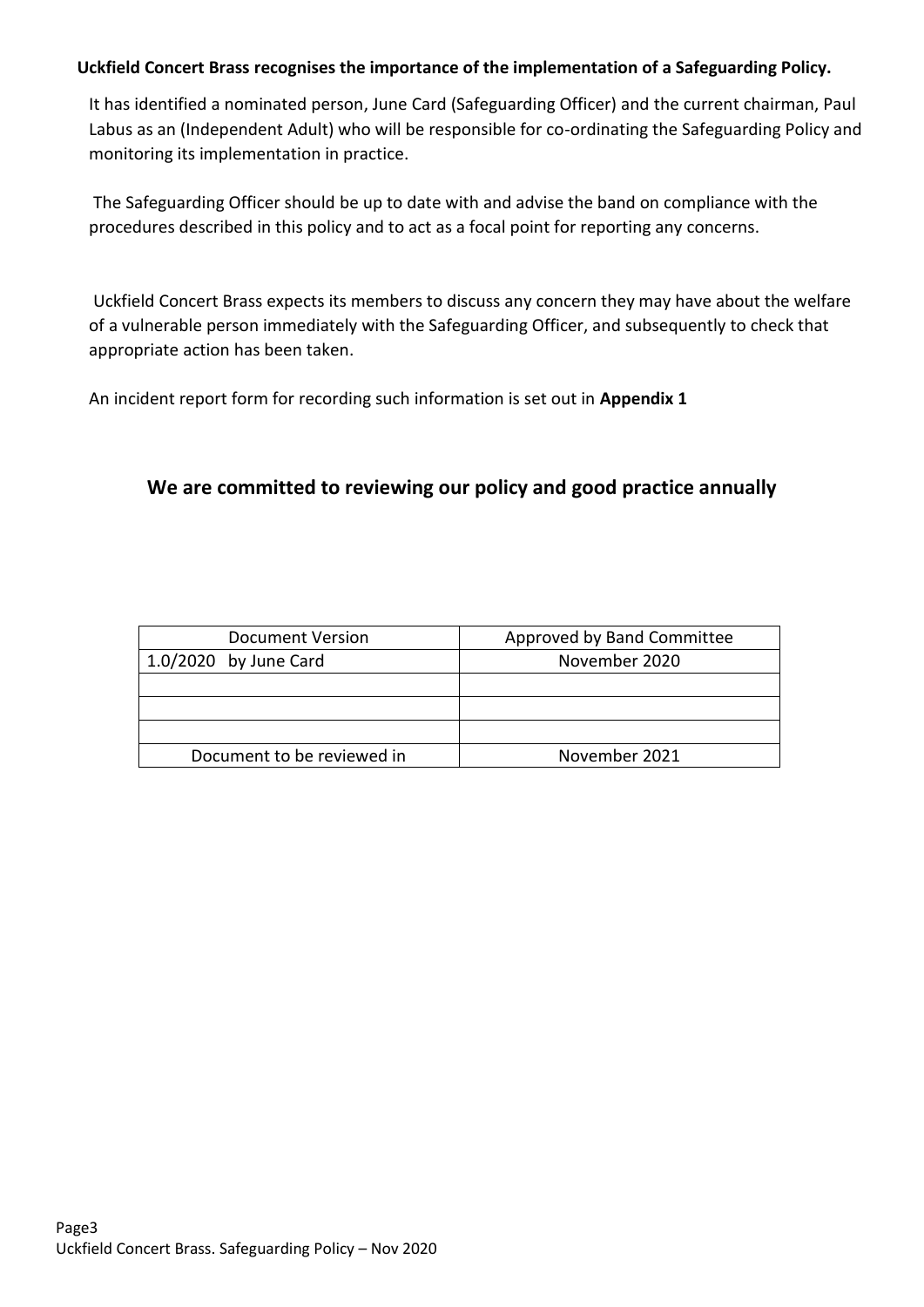**Uckfield Concert Brass recognises the importance of the implementation of a Safeguarding Policy.**

It has identified a nominated person, June Card (Safeguarding Officer) and the current chairman, Paul Labus as an (Independent Adult) who will be responsible for co-ordinating the Safeguarding Policy and monitoring its implementation in practice.

The Safeguarding Officer should be up to date with and advise the band on compliance with the procedures described in this policy and to act as a focal point for reporting any concerns.

Uckfield Concert Brass expects its members to discuss any concern they may have about the welfare of a vulnerable person immediately with the Safeguarding Officer, and subsequently to check that appropriate action has been taken.

An incident report form for recording such information is set out in **Appendix 1**

## We are committed to reviewing our policy and good practice annually

| Document Version | Approved by Band Committee |
|---|---|
| 1.0/2020 by June Card | November 2020 |
| | |
| | |
| | |
| Document to be reviewed in | November 2021 |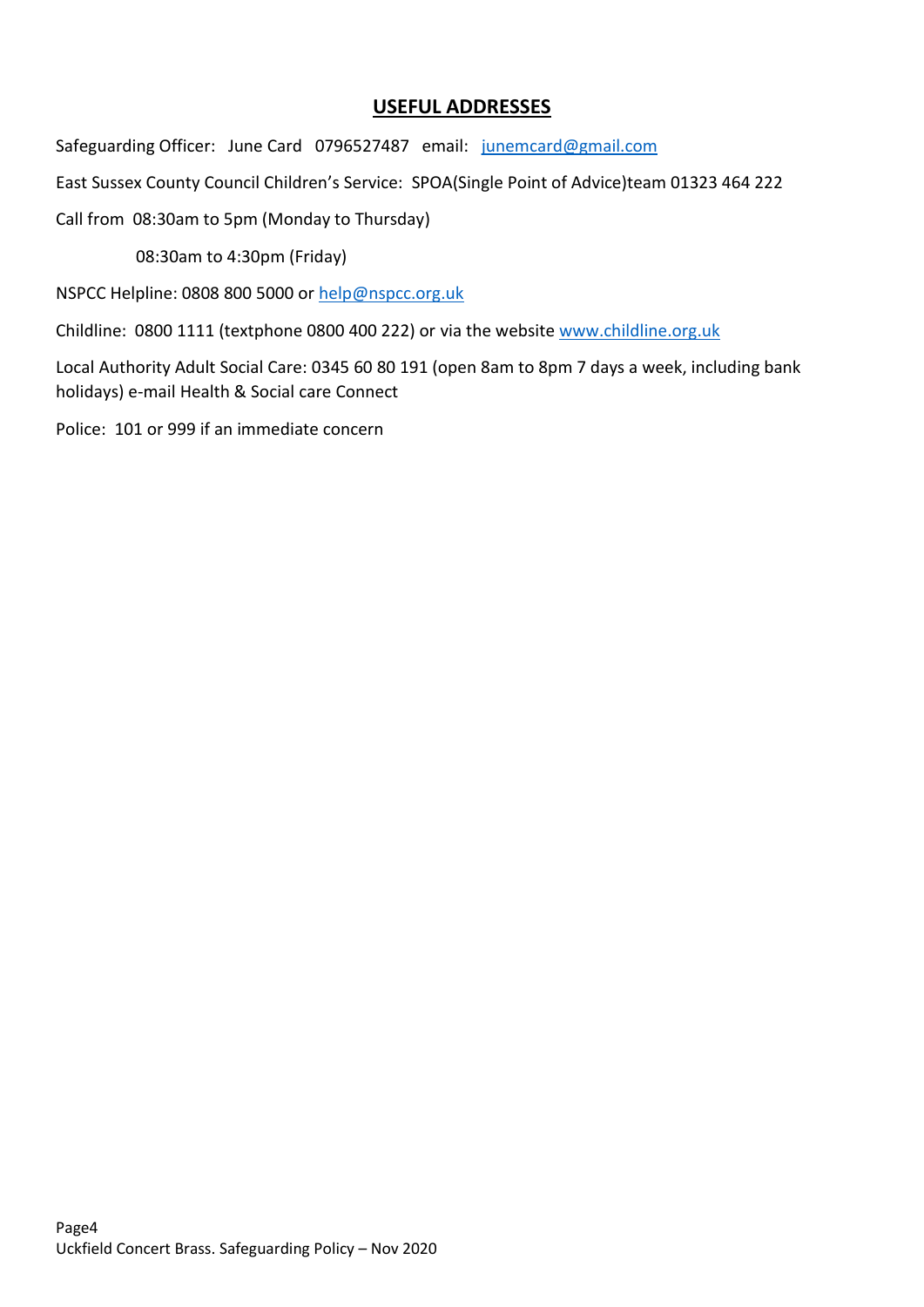## USEFUL ADDRESSES

Safeguarding Officer: June Card 0796527487 email: junemcard@gmail.com

East Sussex County Council Children's Service: SPOA(Single Point of Advice)team 01323 464 222

Call from 08:30am to 5pm (Monday to Thursday)

08:30am to 4:30pm (Friday)

NSPCC Helpline: 0808 800 5000 or help@nspcc.org.uk

Childline: 0800 1111 (textphone 0800 400 222) or via the website www.childline.org.uk

Local Authority Adult Social Care: 0345 60 80 191 (open 8am to 8pm 7 days a week, including bank holidays) e-mail Health & Social care Connect

Police: 101 or 999 if an immediate concern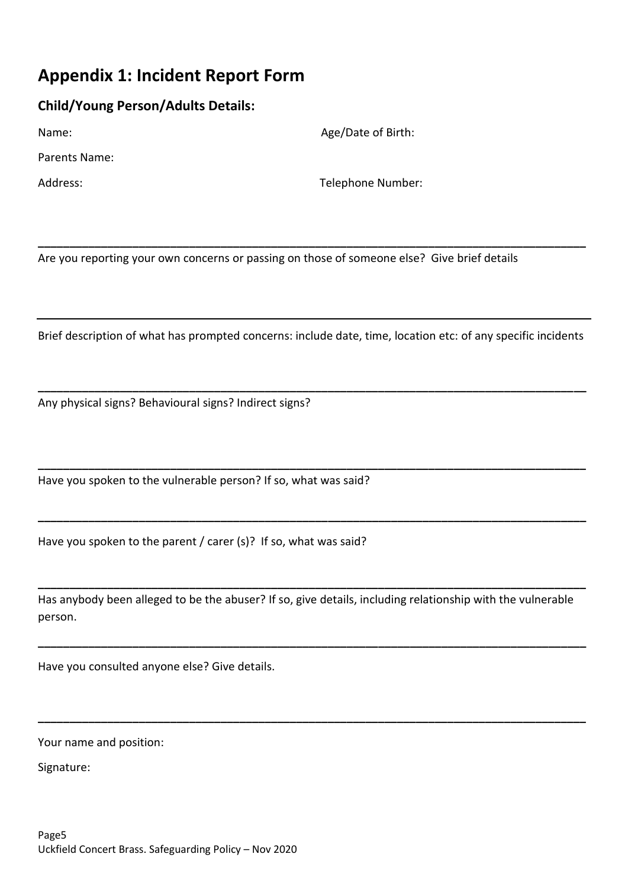## Appendix 1: Incident Report Form

### Child/Young Person/Adults Details:

Name: Age/Date of Birth:

Parents Name:

Address: Telephone Number:

---

Are you reporting your own concerns or passing on those of someone else? Give brief details

---

Brief description of what has prompted concerns: include date, time, location etc: of any specific incidents

---

Any physical signs? Behavioural signs? Indirect signs?

---

Have you spoken to the vulnerable person? If so, what was said?

---

Have you spoken to the parent / carer (s)? If so, what was said?

---

Has anybody been alleged to be the abuser? If so, give details, including relationship with the vulnerable person.

---

Have you consulted anyone else? Give details.

---

Your name and position:

Signature: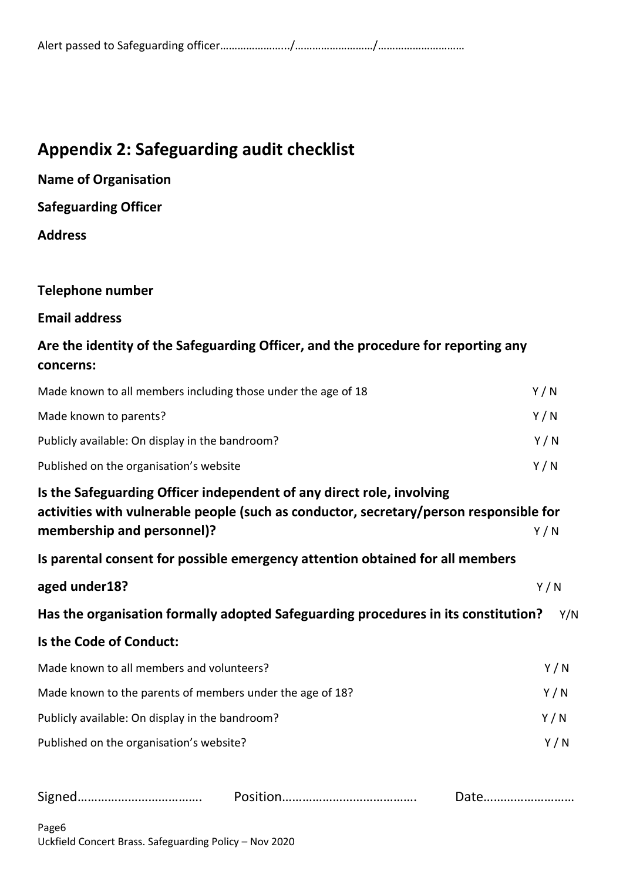Alert passed to Safeguarding officer…………………../……………………../………………………..

## Appendix 2: Safeguarding audit checklist

**Name of Organisation**

**Safeguarding Officer**

**Address**

**Telephone number**

**Email address**

**Are the identity of the Safeguarding Officer, and the procedure for reporting any concerns:**

| | |
|---|---|
| Made known to all members including those under the age of 18 | Y / N |
| Made known to parents? | Y / N |
| Publicly available: On display in the bandroom? | Y / N |
| Published on the organisation's website | Y / N |

**Is the Safeguarding Officer independent of any direct role, involving activities with vulnerable people (such as conductor, secretary/person responsible for membership and personnel)?** Y / N

**Is parental consent for possible emergency attention obtained for all members aged under18?** Y / N

**Has the organisation formally adopted Safeguarding procedures in its constitution?** Y/N

**Is the Code of Conduct:**

| | |
|---|---|
| Made known to all members and volunteers? | Y / N |
| Made known to the parents of members under the age of 18? | Y / N |
| Publicly available: On display in the bandroom? | Y / N |
| Published on the organisation's website? | Y / N |

Signed……………………………… Position…………………………………. Date………………………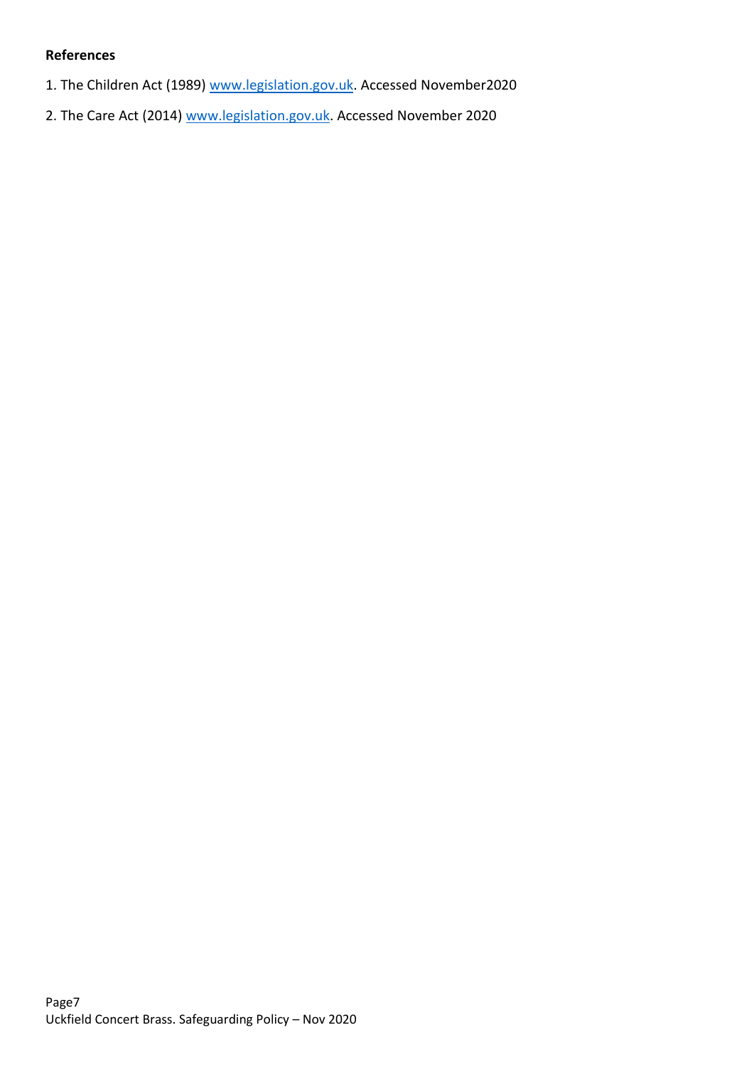**References**

1. The Children Act (1989) [www.legislation.gov.uk](http://www.legislation.gov.uk). Accessed November2020

2. The Care Act (2014) [www.legislation.gov.uk](http://www.legislation.gov.uk). Accessed November 2020